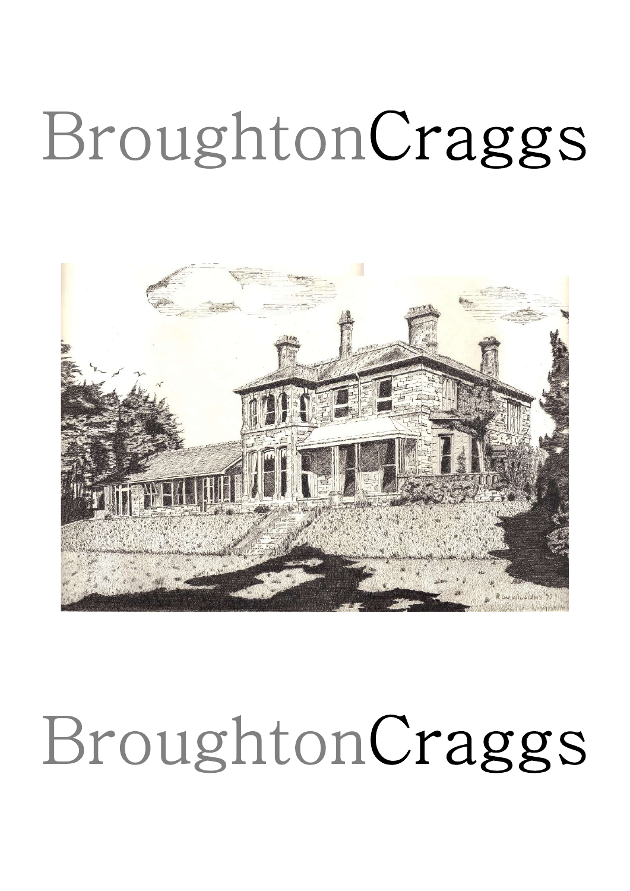# BroughtonCraggs

# BroughtonCraggs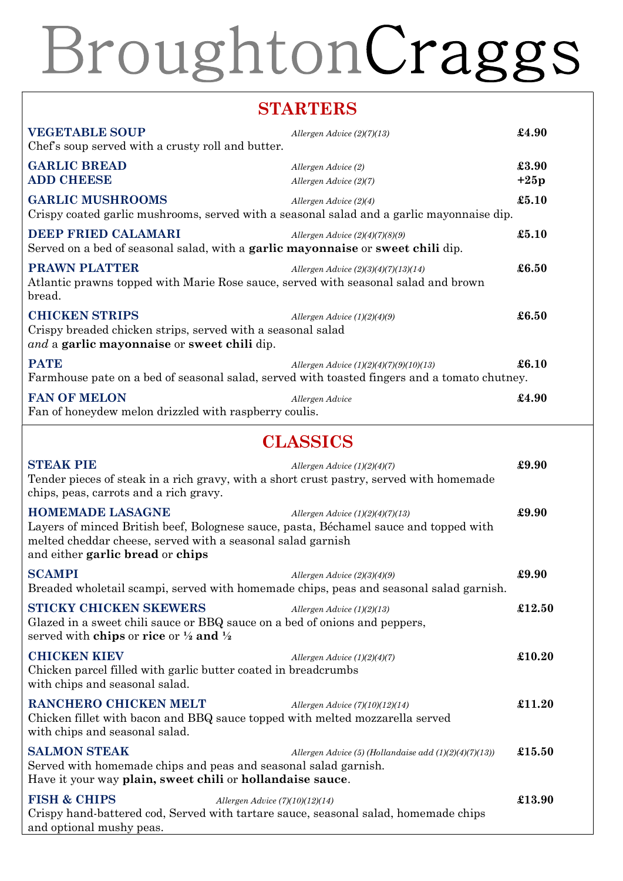# BroughtonCraggs

## STARTERS

**VEGETABLE SOUP** *Allergen Advice (2)(7)(13)* **£4.90**
Chef's soup served with a crusty roll and butter.

**GARLIC BREAD** *Allergen Advice (2)* **£3.90**
**ADD CHEESE** *Allergen Advice (2)(7)* **+25p**

**GARLIC MUSHROOMS** *Allergen Advice (2)(4)* **£5.10**
Crispy coated garlic mushrooms, served with a seasonal salad and a garlic mayonnaise dip.

**DEEP FRIED CALAMARI** *Allergen Advice (2)(4)(7)(8)(9)* **£5.10**
Served on a bed of seasonal salad, with a **garlic mayonnaise** or **sweet chili** dip.

**PRAWN PLATTER** *Allergen Advice (2)(3)(4)(7)(13)(14)* **£6.50**
Atlantic prawns topped with Marie Rose sauce, served with seasonal salad and brown bread.

**CHICKEN STRIPS** *Allergen Advice (1)(2)(4)(9)* **£6.50**
Crispy breaded chicken strips, served with a seasonal salad *and* a **garlic mayonnaise** or **sweet chili** dip.

**PATE** *Allergen Advice (1)(2)(4)(7)(9)(10)(13)* **£6.10**
Farmhouse pate on a bed of seasonal salad, served with toasted fingers and a tomato chutney.

**FAN OF MELON** *Allergen Advice* **£4.90**
Fan of honeydew melon drizzled with raspberry coulis.

## CLASSICS

**STEAK PIE** *Allergen Advice (1)(2)(4)(7)* **£9.90**
Tender pieces of steak in a rich gravy, with a short crust pastry, served with homemade chips, peas, carrots and a rich gravy.

**HOMEMADE LASAGNE** *Allergen Advice (1)(2)(4)(7)(13)* **£9.90**
Layers of minced British beef, Bolognese sauce, pasta, Béchamel sauce and topped with melted cheddar cheese, served with a seasonal salad garnish and either **garlic bread** or **chips**

**SCAMPI** *Allergen Advice (2)(3)(4)(9)* **£9.90**
Breaded wholetail scampi, served with homemade chips, peas and seasonal salad garnish.

**STICKY CHICKEN SKEWERS** *Allergen Advice (1)(2)(13)* **£12.50**
Glazed in a sweet chili sauce or BBQ sauce on a bed of onions and peppers, served with **chips** or **rice** or **½ and ½**

**CHICKEN KIEV** *Allergen Advice (1)(2)(4)(7)* **£10.20**
Chicken parcel filled with garlic butter coated in breadcrumbs with chips and seasonal salad.

**RANCHERO CHICKEN MELT** *Allergen Advice (7)(10)(12)(14)* **£11.20**
Chicken fillet with bacon and BBQ sauce topped with melted mozzarella served with chips and seasonal salad.

**SALMON STEAK** *Allergen Advice (5) (Hollandaise add (1)(2)(4)(7)(13))* **£15.50**
Served with homemade chips and peas and seasonal salad garnish.
Have it your way **plain, sweet chili** or **hollandaise sauce**.

**FISH & CHIPS** *Allergen Advice (7)(10)(12)(14)* **£13.90**
Crispy hand-battered cod, Served with tartare sauce, seasonal salad, homemade chips and optional mushy peas.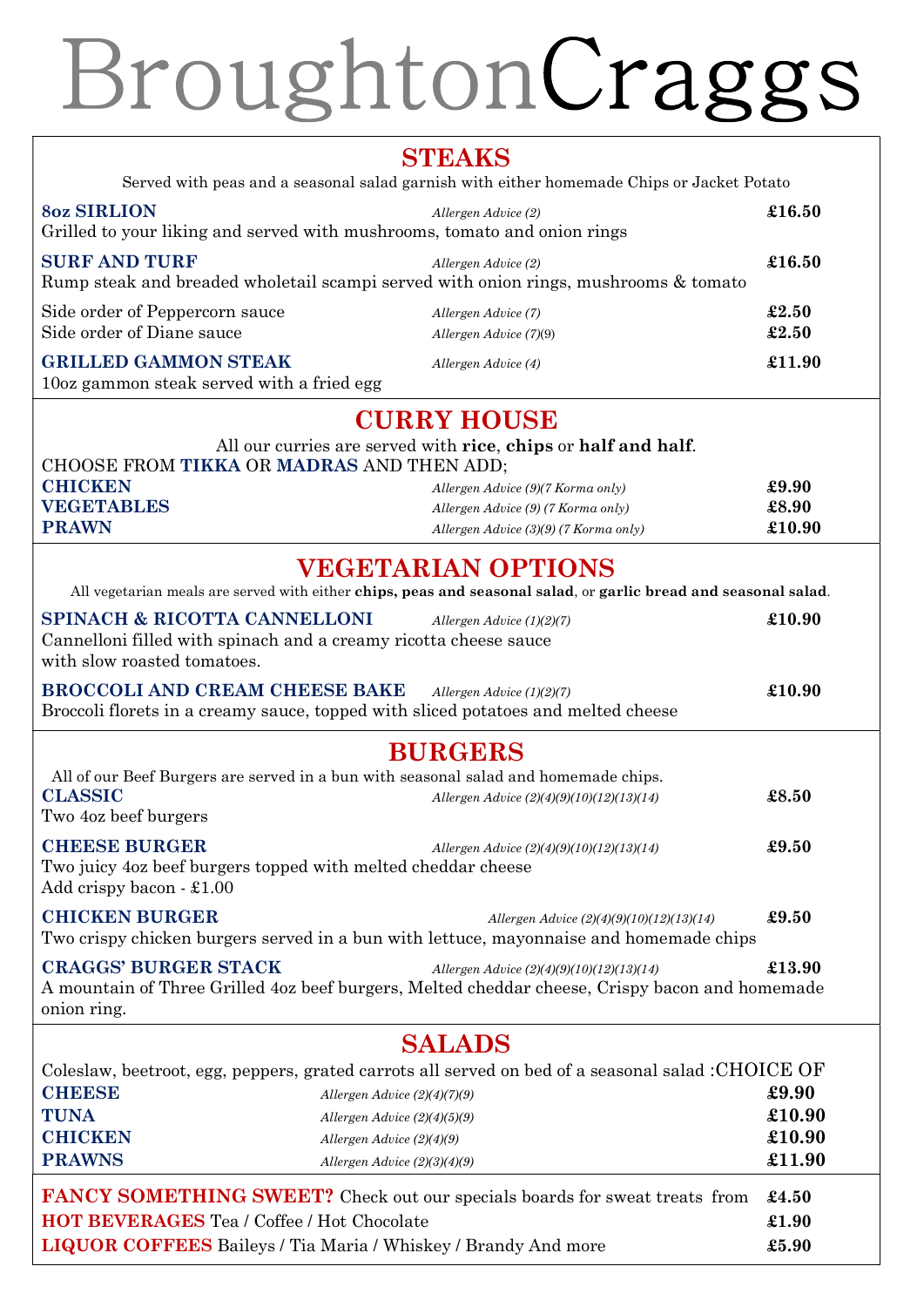# BroughtonCraggs

## STEAKS

Served with peas and a seasonal salad garnish with either homemade Chips or Jacket Potato

**8oz SIRLION** *Allergen Advice (2)* **£16.50**
Grilled to your liking and served with mushrooms, tomato and onion rings

**SURF AND TURF** *Allergen Advice (2)* **£16.50**
Rump steak and breaded wholetail scampi served with onion rings, mushrooms & tomato

Side order of Peppercorn sauce *Allergen Advice (7)* **£2.50**
Side order of Diane sauce *Allergen Advice (7)(9)* **£2.50**

**GRILLED GAMMON STEAK** *Allergen Advice (4)* **£11.90**
10oz gammon steak served with a fried egg

## CURRY HOUSE

All our curries are served with **rice**, **chips** or **half and half**.
CHOOSE FROM **TIKKA** OR **MADRAS** AND THEN ADD;

**CHICKEN** *Allergen Advice (9)(7 Korma only)* **£9.90**
**VEGETABLES** *Allergen Advice (9) (7 Korma only)* **£8.90**
**PRAWN** *Allergen Advice (3)(9) (7 Korma only)* **£10.90**

## VEGETARIAN OPTIONS

All vegetarian meals are served with either **chips, peas and seasonal salad**, or **garlic bread and seasonal salad**.

**SPINACH & RICOTTA CANNELLONI** *Allergen Advice (1)(2)(7)* **£10.90**
Cannelloni filled with spinach and a creamy ricotta cheese sauce with slow roasted tomatoes.

**BROCCOLI AND CREAM CHEESE BAKE** *Allergen Advice (1)(2)(7)* **£10.90**
Broccoli florets in a creamy sauce, topped with sliced potatoes and melted cheese

## BURGERS

All of our Beef Burgers are served in a bun with seasonal salad and homemade chips.

**CLASSIC** *Allergen Advice (2)(4)(9)(10)(12)(13)(14)* **£8.50**
Two 4oz beef burgers

**CHEESE BURGER** *Allergen Advice (2)(4)(9)(10)(12)(13)(14)* **£9.50**
Two juicy 4oz beef burgers topped with melted cheddar cheese
Add crispy bacon - £1.00

**CHICKEN BURGER** *Allergen Advice (2)(4)(9)(10)(12)(13)(14)* **£9.50**
Two crispy chicken burgers served in a bun with lettuce, mayonnaise and homemade chips

**CRAGGS' BURGER STACK** *Allergen Advice (2)(4)(9)(10)(12)(13)(14)* **£13.90**
A mountain of Three Grilled 4oz beef burgers, Melted cheddar cheese, Crispy bacon and homemade onion ring.

## SALADS

Coleslaw, beetroot, egg, peppers, grated carrots all served on bed of a seasonal salad :CHOICE OF

**CHEESE** *Allergen Advice (2)(4)(7)(9)* **£9.90**
**TUNA** *Allergen Advice (2)(4)(5)(9)* **£10.90**
**CHICKEN** *Allergen Advice (2)(4)(9)* **£10.90**
**PRAWNS** *Allergen Advice (2)(3)(4)(9)* **£11.90**

**FANCY SOMETHING SWEET?** Check out our specials boards for sweat treats from **£4.50**
**HOT BEVERAGES** Tea / Coffee / Hot Chocolate **£1.90**
**LIQUOR COFFEES** Baileys / Tia Maria / Whiskey / Brandy And more **£5.90**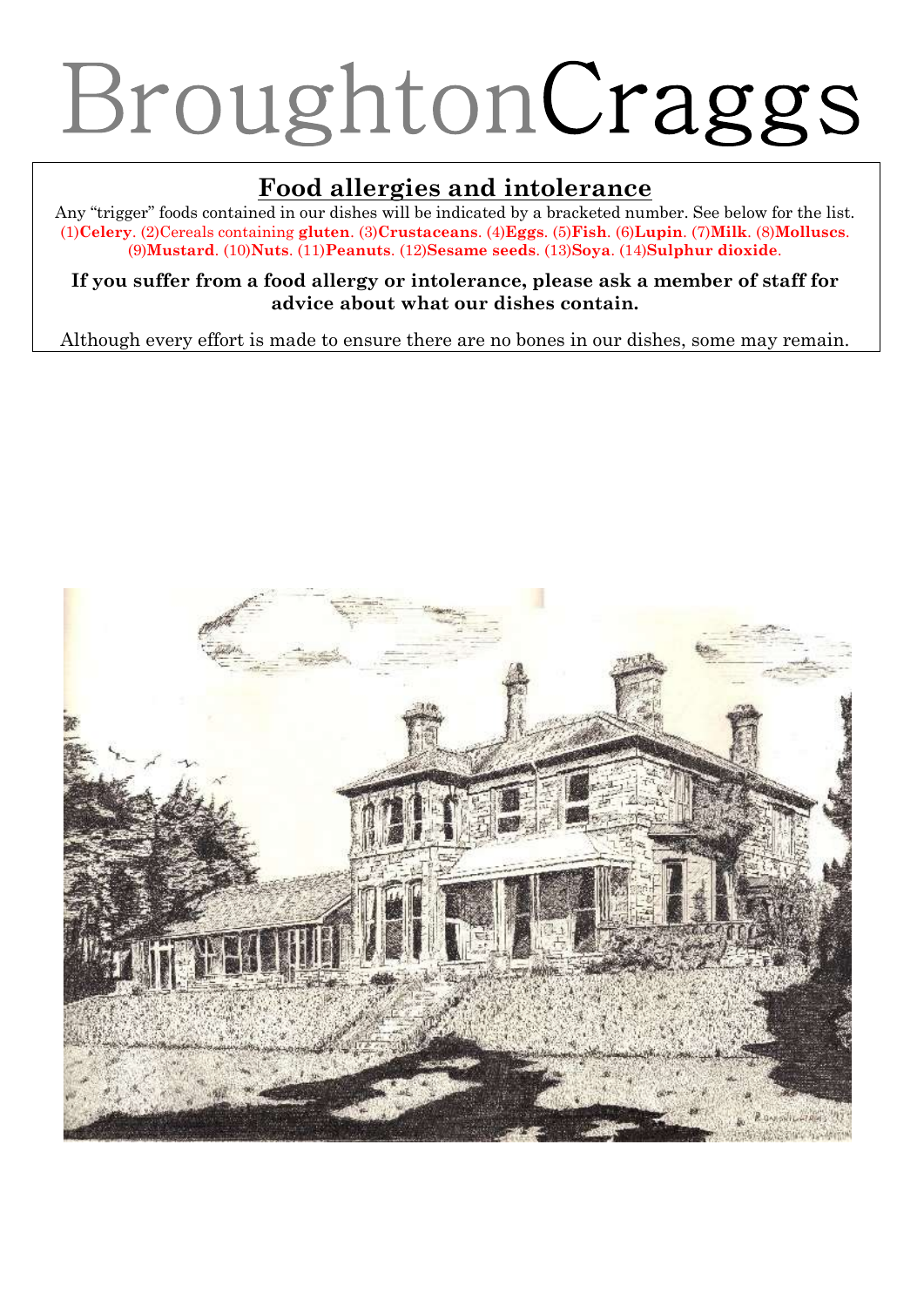# BroughtonCraggs

## Food allergies and intolerance

Any "trigger" foods contained in our dishes will be indicated by a bracketed number. See below for the list. (1)**Celery**. (2)Cereals containing **gluten**. (3)**Crustaceans**. (4)**Eggs**. (5)**Fish**. (6)**Lupin**. (7)**Milk**. (8)**Molluscs**. (9)**Mustard**. (10)**Nuts**. (11)**Peanuts**. (12)**Sesame seeds**. (13)**Soya**. (14)**Sulphur dioxide**.

**If you suffer from a food allergy or intolerance, please ask a member of staff for advice about what our dishes contain.**

Although every effort is made to ensure there are no bones in our dishes, some may remain.